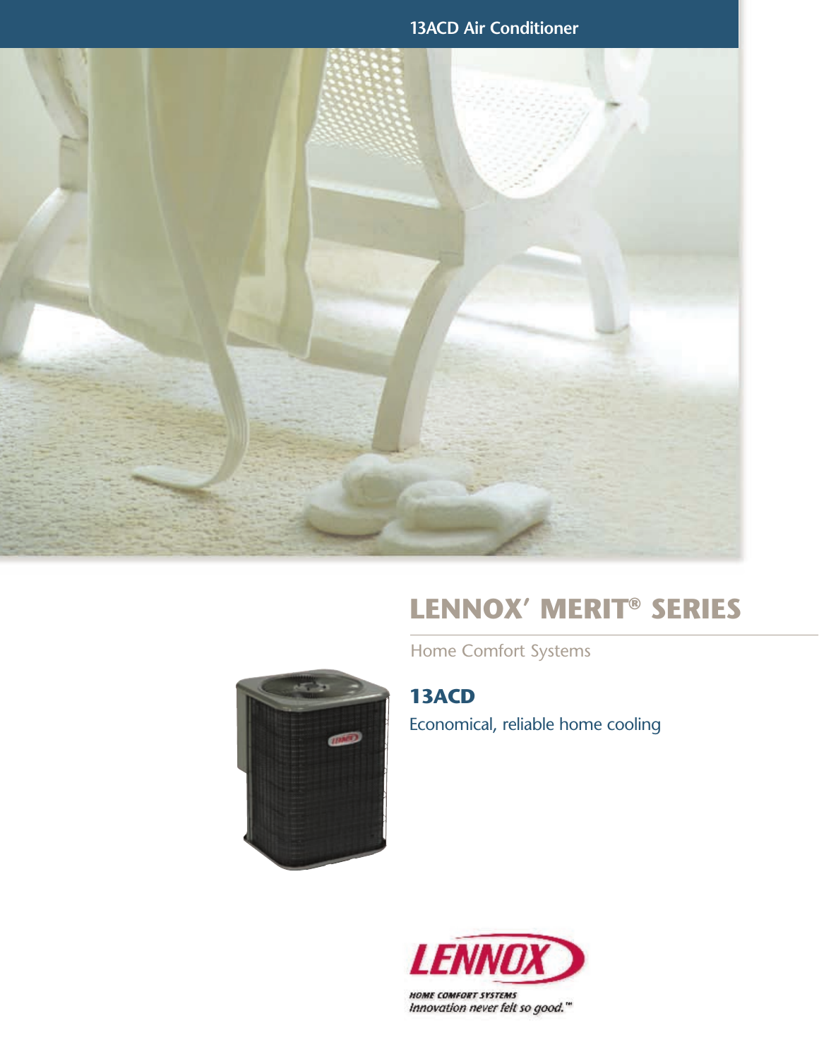13ACD Air Conditioner

# LENNOX' MERIT® SERIES

Home Comfort Systems

## 13ACD

Economical, reliable home cooling

LENNOX

HOME COMFORT SYSTEMS

*Innovation never felt so good.*™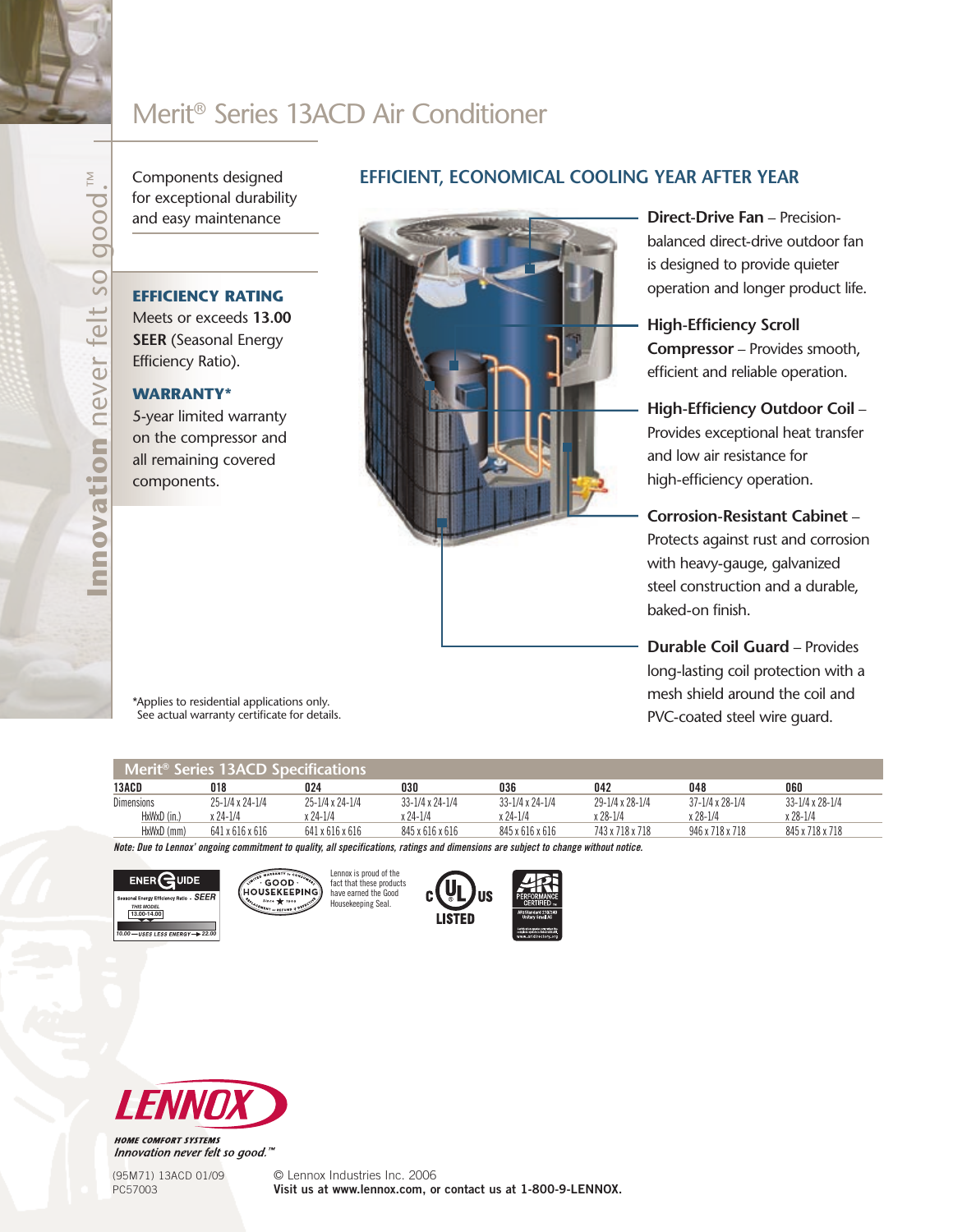# Merit® Series 13ACD Air Conditioner

Components designed for exceptional durability and easy maintenance

### EFFICIENCY RATING

Meets or exceeds **13.00 SEER** (Seasonal Energy Efficiency Ratio).

### WARRANTY*

5-year limited warranty on the compressor and all remaining covered components.

*Applies to residential applications only. See actual warranty certificate for details.

## EFFICIENT, ECONOMICAL COOLING YEAR AFTER YEAR

**Direct-Drive Fan** – Precision-balanced direct-drive outdoor fan is designed to provide quieter operation and longer product life.

**High-Efficiency Scroll Compressor** – Provides smooth, efficient and reliable operation.

**High-Efficiency Outdoor Coil** – Provides exceptional heat transfer and low air resistance for high-efficiency operation.

**Corrosion-Resistant Cabinet** – Protects against rust and corrosion with heavy-gauge, galvanized steel construction and a durable, baked-on finish.

**Durable Coil Guard** – Provides long-lasting coil protection with a mesh shield around the coil and PVC-coated steel wire guard.

### Merit® Series 13ACD Specifications

| 13ACD | 018 | 024 | 030 | 036 | 042 | 048 | 060 |
|---|---|---|---|---|---|---|---|
| Dimensions HxWxD (in.) | 25-1/4 x 24-1/4 x 24-1/4 | 25-1/4 x 24-1/4 x 24-1/4 | 33-1/4 x 24-1/4 x 24-1/4 | 33-1/4 x 24-1/4 x 24-1/4 | 29-1/4 x 28-1/4 x 28-1/4 | 37-1/4 x 28-1/4 x 28-1/4 | 33-1/4 x 28-1/4 x 28-1/4 |
| HxWxD (mm) | 641 x 616 x 616 | 641 x 616 x 616 | 845 x 616 x 616 | 845 x 616 x 616 | 743 x 718 x 718 | 946 x 718 x 718 | 845 x 718 x 718 |

*Note: Due to Lennox' ongoing commitment to quality, all specifications, ratings and dimensions are subject to change without notice.*

ENERGUIDE Seasonal Energy Efficiency Ratio - SEER THIS MODEL 13.00-14.00 10.00 — USES LESS ENERGY → 22.00

Lennox is proud of the fact that these products have earned the Good Housekeeping Seal.

c UL us LISTED

ARI PERFORMANCE CERTIFIED

LENNOX
HOME COMFORT SYSTEMS
*Innovation never felt so good.™*

(95M71) 13ACD 01/09
PC57003

© Lennox Industries Inc. 2006
**Visit us at www.lennox.com, or contact us at 1-800-9-LENNOX.**